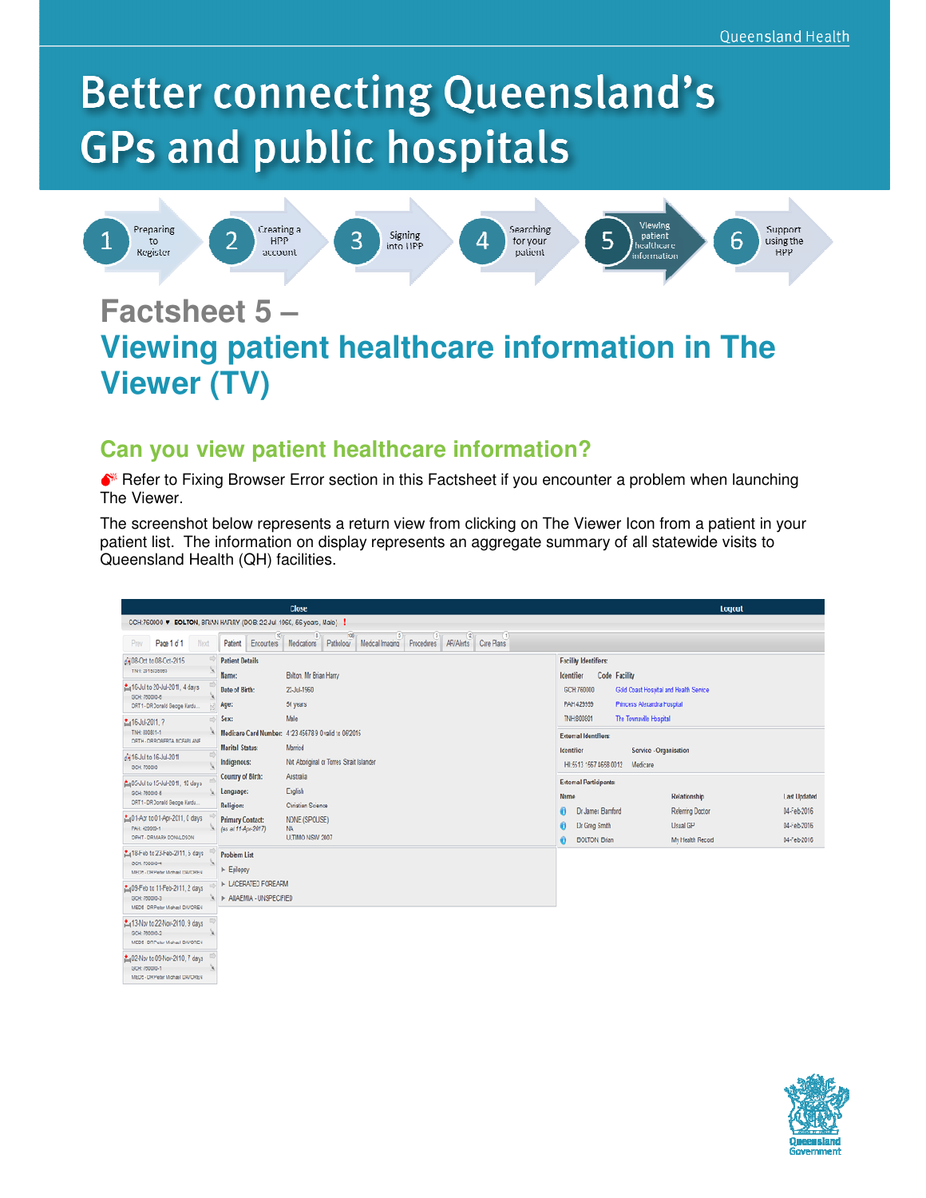# Better connecting Queensland's GPs and public hospitals

1 Preparing to Register
2 Creating a HPP account
3 Signing into HPP
4 Searching for your patient
5 Viewing patient healthcare information
6 Support using the HPP

## Factsheet 5 – Viewing patient healthcare information in The Viewer (TV)

### Can you view patient healthcare information?

Refer to Fixing Browser Error section in this Factsheet if you encounter a problem when launching The Viewer.

The screenshot below represents a return view from clicking on The Viewer Icon from a patient in your patient list. The information on display represents an aggregate summary of all statewide visits to Queensland Health (QH) facilities.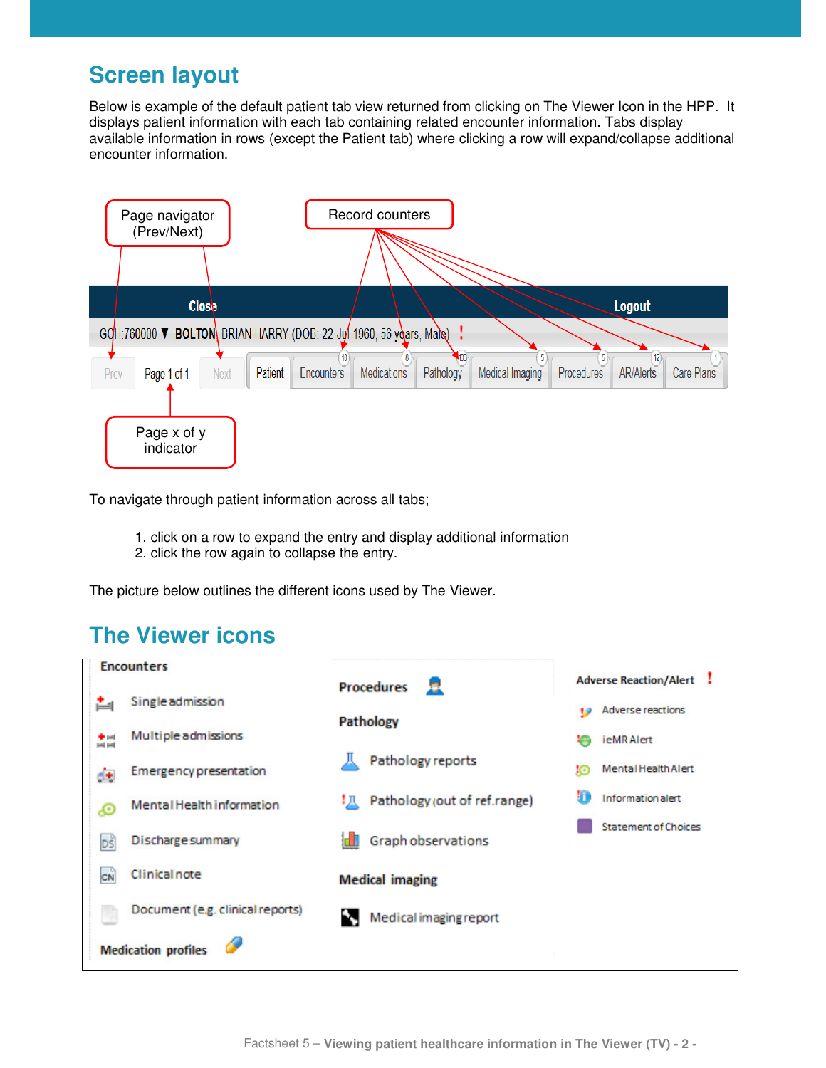## Screen layout

Below is example of the default patient tab view returned from clicking on The Viewer Icon in the HPP. It displays patient information with each tab containing related encounter information. Tabs display available information in rows (except the Patient tab) where clicking a row will expand/collapse additional encounter information.

Page navigator (Prev/Next)

Record counters

Page x of y indicator

To navigate through patient information across all tabs;

1. click on a row to expand the entry and display additional information
2. click the row again to collapse the entry.

The picture below outlines the different icons used by The Viewer.

## The Viewer icons

| Encounters | Procedures | Adverse Reaction/Alert |
|---|---|---|
| Single admission | Pathology | Adverse reactions |
| Multiple admissions | Pathology reports | ieMR Alert |
| Emergency presentation | Pathology (out of ref.range) | Mental Health Alert |
| Mental Health information | Graph observations | Information alert |
| Discharge summary | Medical imaging | Statement of Choices |
| Clinical note | Medical imaging report | |
| Document (e.g. clinical reports) | | |
| Medication profiles | | |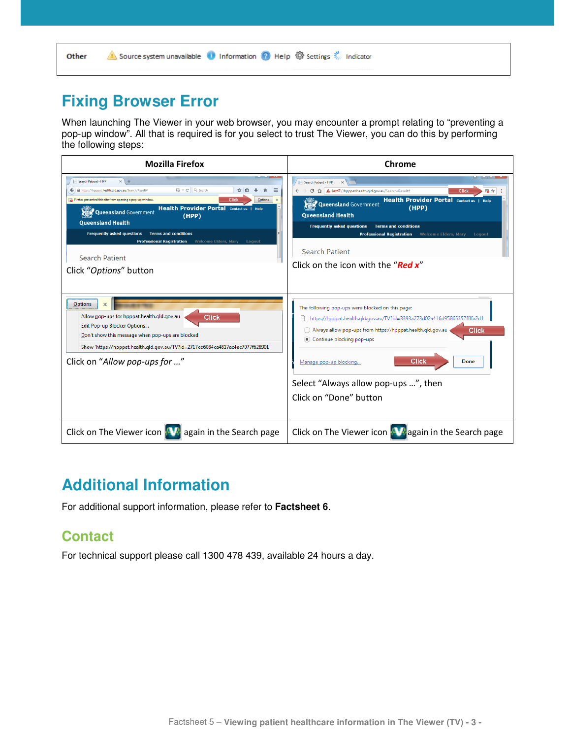| Other | Source system unavailable | Information | Help | Settings | Indicator |
|---|---|---|---|---|---|

## Fixing Browser Error

When launching The Viewer in your web browser, you may encounter a prompt relating to “preventing a pop-up window”. All that is required is for you select to trust The Viewer, you can do this by performing the following steps:

| Mozilla Firefox | Chrome |
|---|---|
| Click “*Options*” button | Click on the icon with the “***Red x***” |
| Click on “*Allow pop-ups for …*” | Select “Always allow pop-ups …”, then Click on “Done” button |
| Click on The Viewer icon again in the Search page | Click on The Viewer icon again in the Search page |

## Additional Information

For additional support information, please refer to **Factsheet 6**.

## Contact

For technical support please call 1300 478 439, available 24 hours a day.